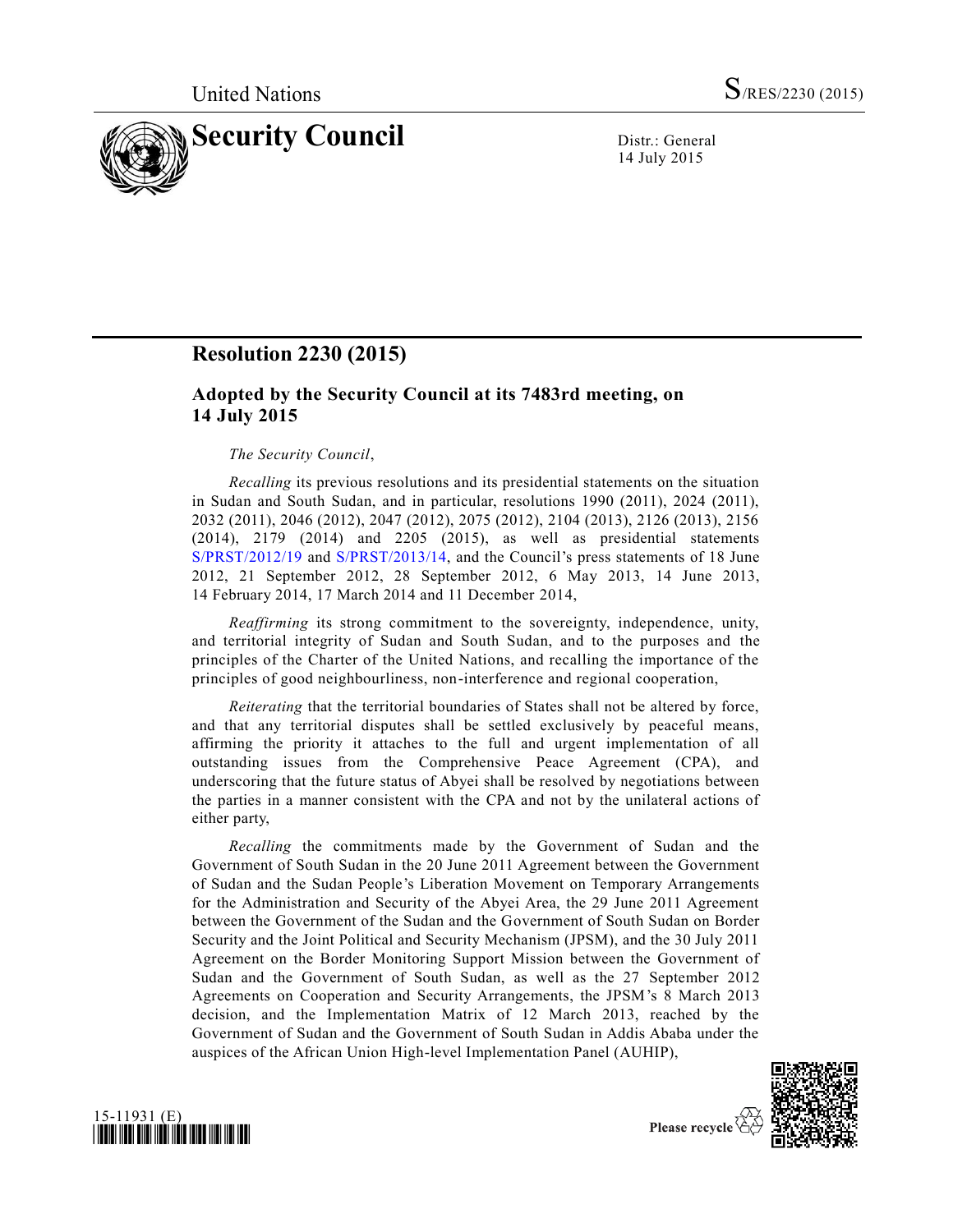United Nations S/RES/2230 (2015)

# Security Council

Distr.: General
14 July 2015

## Resolution 2230 (2015)

### Adopted by the Security Council at its 7483rd meeting, on 14 July 2015

*The Security Council*,

*Recalling* its previous resolutions and its presidential statements on the situation in Sudan and South Sudan, and in particular, resolutions 1990 (2011), 2024 (2011), 2032 (2011), 2046 (2012), 2047 (2012), 2075 (2012), 2104 (2013), 2126 (2013), 2156 (2014), 2179 (2014) and 2205 (2015), as well as presidential statements S/PRST/2012/19 and S/PRST/2013/14, and the Council's press statements of 18 June 2012, 21 September 2012, 28 September 2012, 6 May 2013, 14 June 2013, 14 February 2014, 17 March 2014 and 11 December 2014,

*Reaffirming* its strong commitment to the sovereignty, independence, unity, and territorial integrity of Sudan and South Sudan, and to the purposes and the principles of the Charter of the United Nations, and recalling the importance of the principles of good neighbourliness, non-interference and regional cooperation,

*Reiterating* that the territorial boundaries of States shall not be altered by force, and that any territorial disputes shall be settled exclusively by peaceful means, affirming the priority it attaches to the full and urgent implementation of all outstanding issues from the Comprehensive Peace Agreement (CPA), and underscoring that the future status of Abyei shall be resolved by negotiations between the parties in a manner consistent with the CPA and not by the unilateral actions of either party,

*Recalling* the commitments made by the Government of Sudan and the Government of South Sudan in the 20 June 2011 Agreement between the Government of Sudan and the Sudan People's Liberation Movement on Temporary Arrangements for the Administration and Security of the Abyei Area, the 29 June 2011 Agreement between the Government of the Sudan and the Government of South Sudan on Border Security and the Joint Political and Security Mechanism (JPSM), and the 30 July 2011 Agreement on the Border Monitoring Support Mission between the Government of Sudan and the Government of South Sudan, as well as the 27 September 2012 Agreements on Cooperation and Security Arrangements, the JPSM's 8 March 2013 decision, and the Implementation Matrix of 12 March 2013, reached by the Government of Sudan and the Government of South Sudan in Addis Ababa under the auspices of the African Union High-level Implementation Panel (AUHIP),

15-11931 (E)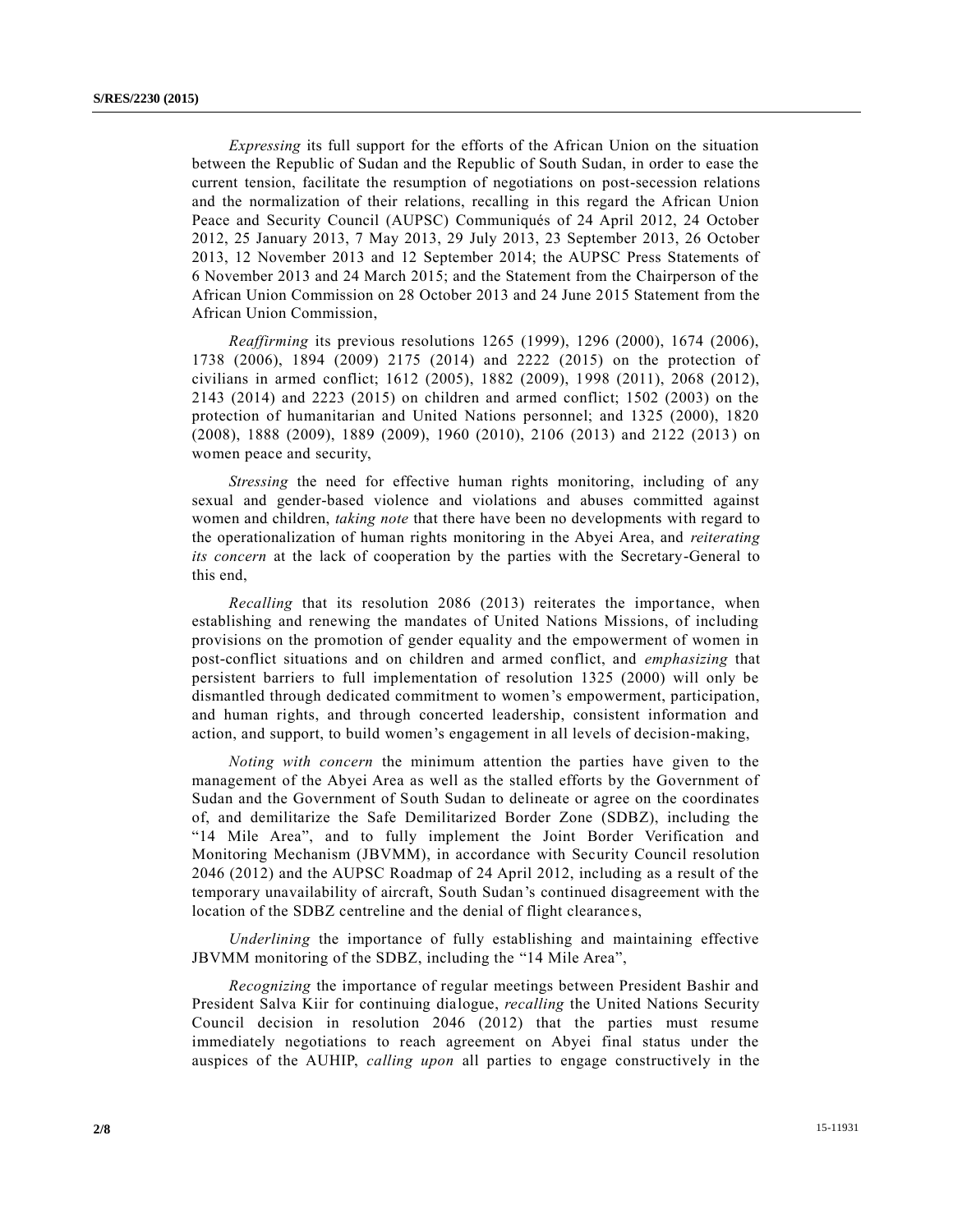*Expressing* its full support for the efforts of the African Union on the situation between the Republic of Sudan and the Republic of South Sudan, in order to ease the current tension, facilitate the resumption of negotiations on post-secession relations and the normalization of their relations, recalling in this regard the African Union Peace and Security Council (AUPSC) Communiqués of 24 April 2012, 24 October 2012, 25 January 2013, 7 May 2013, 29 July 2013, 23 September 2013, 26 October 2013, 12 November 2013 and 12 September 2014; the AUPSC Press Statements of 6 November 2013 and 24 March 2015; and the Statement from the Chairperson of the African Union Commission on 28 October 2013 and 24 June 2015 Statement from the African Union Commission,

*Reaffirming* its previous resolutions 1265 (1999), 1296 (2000), 1674 (2006), 1738 (2006), 1894 (2009) 2175 (2014) and 2222 (2015) on the protection of civilians in armed conflict; 1612 (2005), 1882 (2009), 1998 (2011), 2068 (2012), 2143 (2014) and 2223 (2015) on children and armed conflict; 1502 (2003) on the protection of humanitarian and United Nations personnel; and 1325 (2000), 1820 (2008), 1888 (2009), 1889 (2009), 1960 (2010), 2106 (2013) and 2122 (2013) on women peace and security,

*Stressing* the need for effective human rights monitoring, including of any sexual and gender-based violence and violations and abuses committed against women and children, *taking note* that there have been no developments with regard to the operationalization of human rights monitoring in the Abyei Area, and *reiterating its concern* at the lack of cooperation by the parties with the Secretary-General to this end,

*Recalling* that its resolution 2086 (2013) reiterates the importance, when establishing and renewing the mandates of United Nations Missions, of including provisions on the promotion of gender equality and the empowerment of women in post-conflict situations and on children and armed conflict, and *emphasizing* that persistent barriers to full implementation of resolution 1325 (2000) will only be dismantled through dedicated commitment to women's empowerment, participation, and human rights, and through concerted leadership, consistent information and action, and support, to build women's engagement in all levels of decision-making,

*Noting with concern* the minimum attention the parties have given to the management of the Abyei Area as well as the stalled efforts by the Government of Sudan and the Government of South Sudan to delineate or agree on the coordinates of, and demilitarize the Safe Demilitarized Border Zone (SDBZ), including the "14 Mile Area", and to fully implement the Joint Border Verification and Monitoring Mechanism (JBVMM), in accordance with Security Council resolution 2046 (2012) and the AUPSC Roadmap of 24 April 2012, including as a result of the temporary unavailability of aircraft, South Sudan's continued disagreement with the location of the SDBZ centreline and the denial of flight clearances,

*Underlining* the importance of fully establishing and maintaining effective JBVMM monitoring of the SDBZ, including the "14 Mile Area",

*Recognizing* the importance of regular meetings between President Bashir and President Salva Kiir for continuing dialogue, *recalling* the United Nations Security Council decision in resolution 2046 (2012) that the parties must resume immediately negotiations to reach agreement on Abyei final status under the auspices of the AUHIP, *calling upon* all parties to engage constructively in the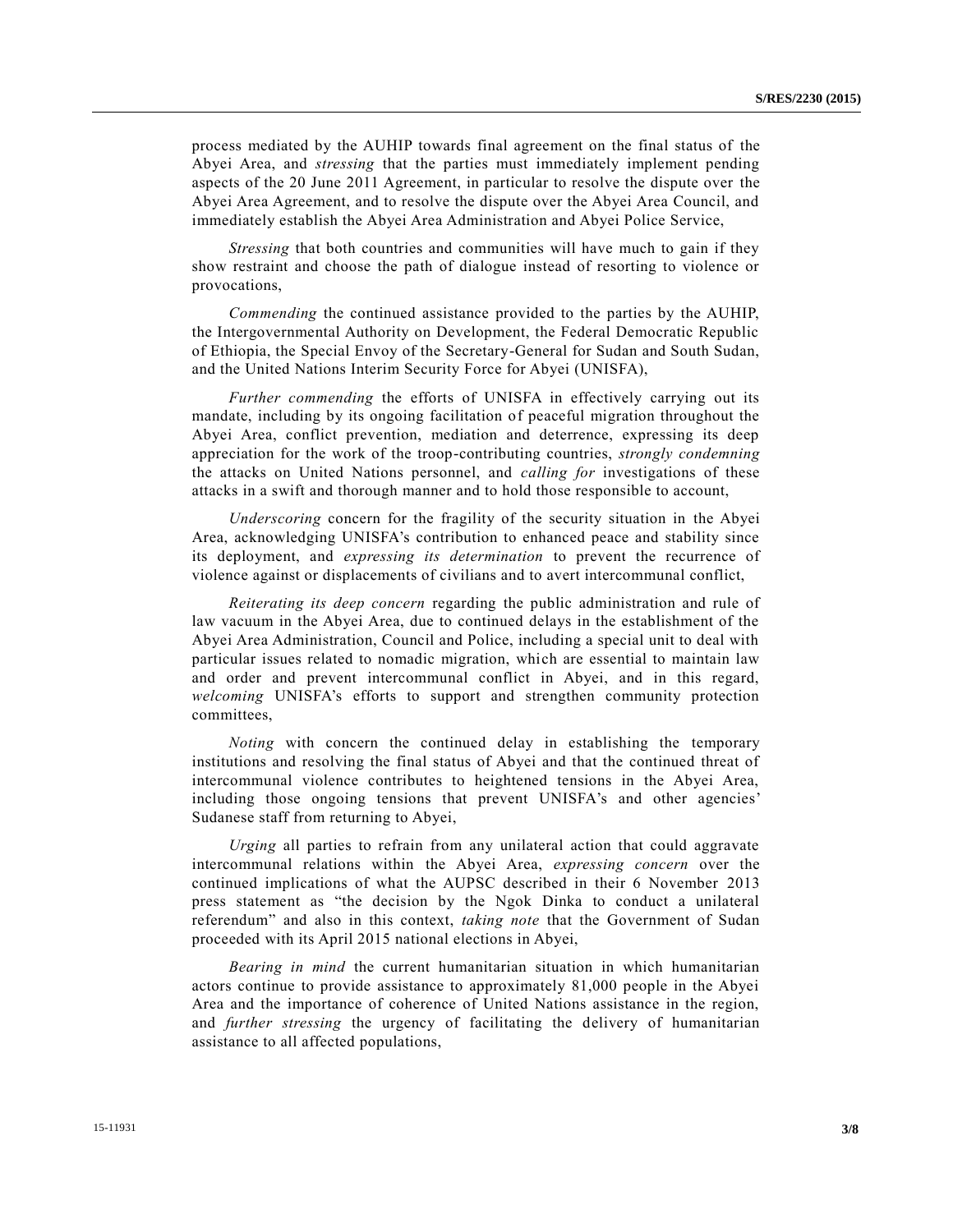process mediated by the AUHIP towards final agreement on the final status of the Abyei Area, and *stressing* that the parties must immediately implement pending aspects of the 20 June 2011 Agreement, in particular to resolve the dispute over the Abyei Area Agreement, and to resolve the dispute over the Abyei Area Council, and immediately establish the Abyei Area Administration and Abyei Police Service,

*Stressing* that both countries and communities will have much to gain if they show restraint and choose the path of dialogue instead of resorting to violence or provocations,

*Commending* the continued assistance provided to the parties by the AUHIP, the Intergovernmental Authority on Development, the Federal Democratic Republic of Ethiopia, the Special Envoy of the Secretary-General for Sudan and South Sudan, and the United Nations Interim Security Force for Abyei (UNISFA),

*Further commending* the efforts of UNISFA in effectively carrying out its mandate, including by its ongoing facilitation of peaceful migration throughout the Abyei Area, conflict prevention, mediation and deterrence, expressing its deep appreciation for the work of the troop-contributing countries, *strongly condemning* the attacks on United Nations personnel, and *calling for* investigations of these attacks in a swift and thorough manner and to hold those responsible to account,

*Underscoring* concern for the fragility of the security situation in the Abyei Area, acknowledging UNISFA's contribution to enhanced peace and stability since its deployment, and *expressing its determination* to prevent the recurrence of violence against or displacements of civilians and to avert intercommunal conflict,

*Reiterating its deep concern* regarding the public administration and rule of law vacuum in the Abyei Area, due to continued delays in the establishment of the Abyei Area Administration, Council and Police, including a special unit to deal with particular issues related to nomadic migration, which are essential to maintain law and order and prevent intercommunal conflict in Abyei, and in this regard, *welcoming* UNISFA's efforts to support and strengthen community protection committees,

*Noting* with concern the continued delay in establishing the temporary institutions and resolving the final status of Abyei and that the continued threat of intercommunal violence contributes to heightened tensions in the Abyei Area, including those ongoing tensions that prevent UNISFA's and other agencies' Sudanese staff from returning to Abyei,

*Urging* all parties to refrain from any unilateral action that could aggravate intercommunal relations within the Abyei Area, *expressing concern* over the continued implications of what the AUPSC described in their 6 November 2013 press statement as "the decision by the Ngok Dinka to conduct a unilateral referendum" and also in this context, *taking note* that the Government of Sudan proceeded with its April 2015 national elections in Abyei,

*Bearing in mind* the current humanitarian situation in which humanitarian actors continue to provide assistance to approximately 81,000 people in the Abyei Area and the importance of coherence of United Nations assistance in the region, and *further stressing* the urgency of facilitating the delivery of humanitarian assistance to all affected populations,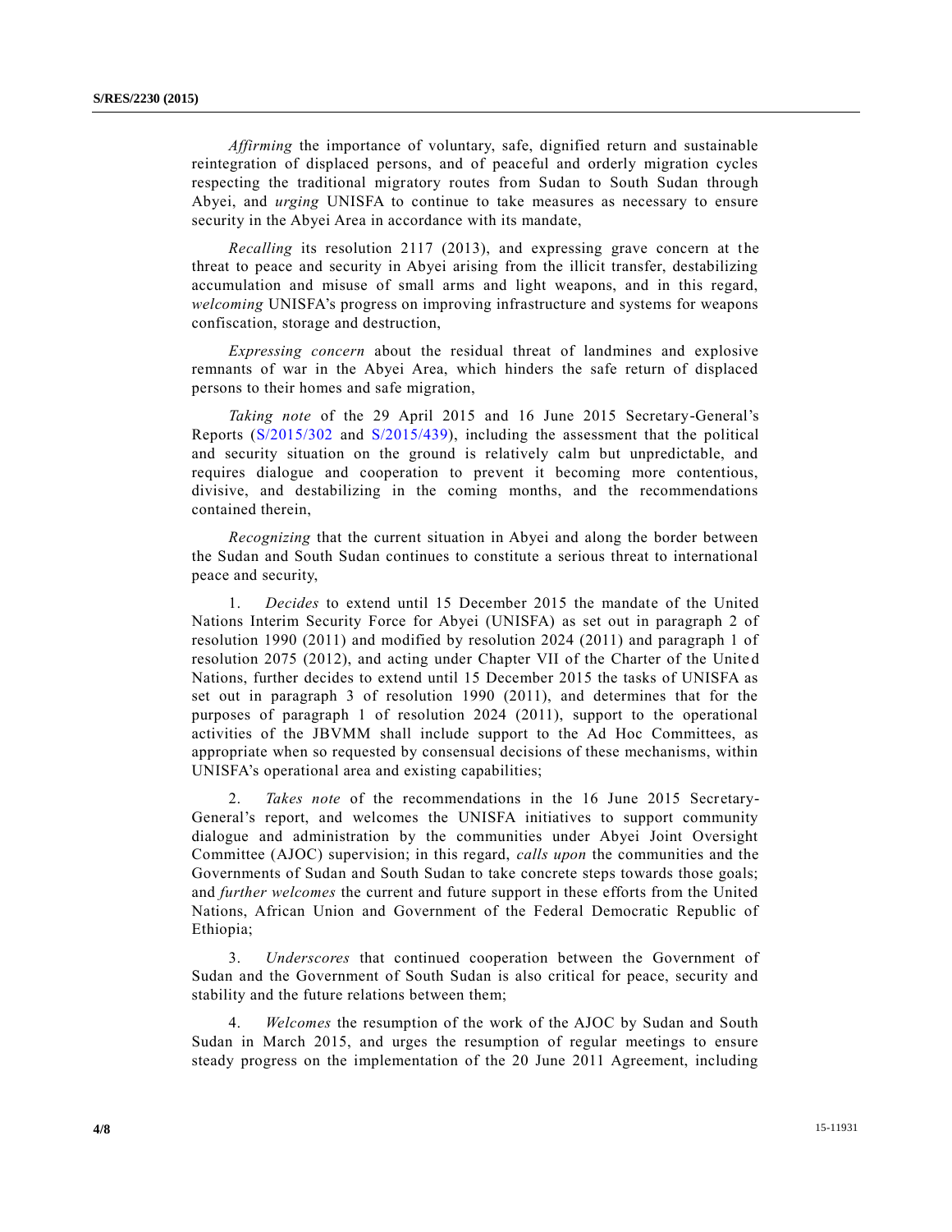*Affirming* the importance of voluntary, safe, dignified return and sustainable reintegration of displaced persons, and of peaceful and orderly migration cycles respecting the traditional migratory routes from Sudan to South Sudan through Abyei, and *urging* UNISFA to continue to take measures as necessary to ensure security in the Abyei Area in accordance with its mandate,

*Recalling* its resolution 2117 (2013), and expressing grave concern at the threat to peace and security in Abyei arising from the illicit transfer, destabilizing accumulation and misuse of small arms and light weapons, and in this regard, *welcoming* UNISFA's progress on improving infrastructure and systems for weapons confiscation, storage and destruction,

*Expressing concern* about the residual threat of landmines and explosive remnants of war in the Abyei Area, which hinders the safe return of displaced persons to their homes and safe migration,

*Taking note* of the 29 April 2015 and 16 June 2015 Secretary-General's Reports (S/2015/302 and S/2015/439), including the assessment that the political and security situation on the ground is relatively calm but unpredictable, and requires dialogue and cooperation to prevent it becoming more contentious, divisive, and destabilizing in the coming months, and the recommendations contained therein,

*Recognizing* that the current situation in Abyei and along the border between the Sudan and South Sudan continues to constitute a serious threat to international peace and security,

1. *Decides* to extend until 15 December 2015 the mandate of the United Nations Interim Security Force for Abyei (UNISFA) as set out in paragraph 2 of resolution 1990 (2011) and modified by resolution 2024 (2011) and paragraph 1 of resolution 2075 (2012), and acting under Chapter VII of the Charter of the United Nations, further decides to extend until 15 December 2015 the tasks of UNISFA as set out in paragraph 3 of resolution 1990 (2011), and determines that for the purposes of paragraph 1 of resolution 2024 (2011), support to the operational activities of the JBVMM shall include support to the Ad Hoc Committees, as appropriate when so requested by consensual decisions of these mechanisms, within UNISFA's operational area and existing capabilities;

2. *Takes note* of the recommendations in the 16 June 2015 Secretary-General's report, and welcomes the UNISFA initiatives to support community dialogue and administration by the communities under Abyei Joint Oversight Committee (AJOC) supervision; in this regard, *calls upon* the communities and the Governments of Sudan and South Sudan to take concrete steps towards those goals; and *further welcomes* the current and future support in these efforts from the United Nations, African Union and Government of the Federal Democratic Republic of Ethiopia;

3. *Underscores* that continued cooperation between the Government of Sudan and the Government of South Sudan is also critical for peace, security and stability and the future relations between them;

4. *Welcomes* the resumption of the work of the AJOC by Sudan and South Sudan in March 2015, and urges the resumption of regular meetings to ensure steady progress on the implementation of the 20 June 2011 Agreement, including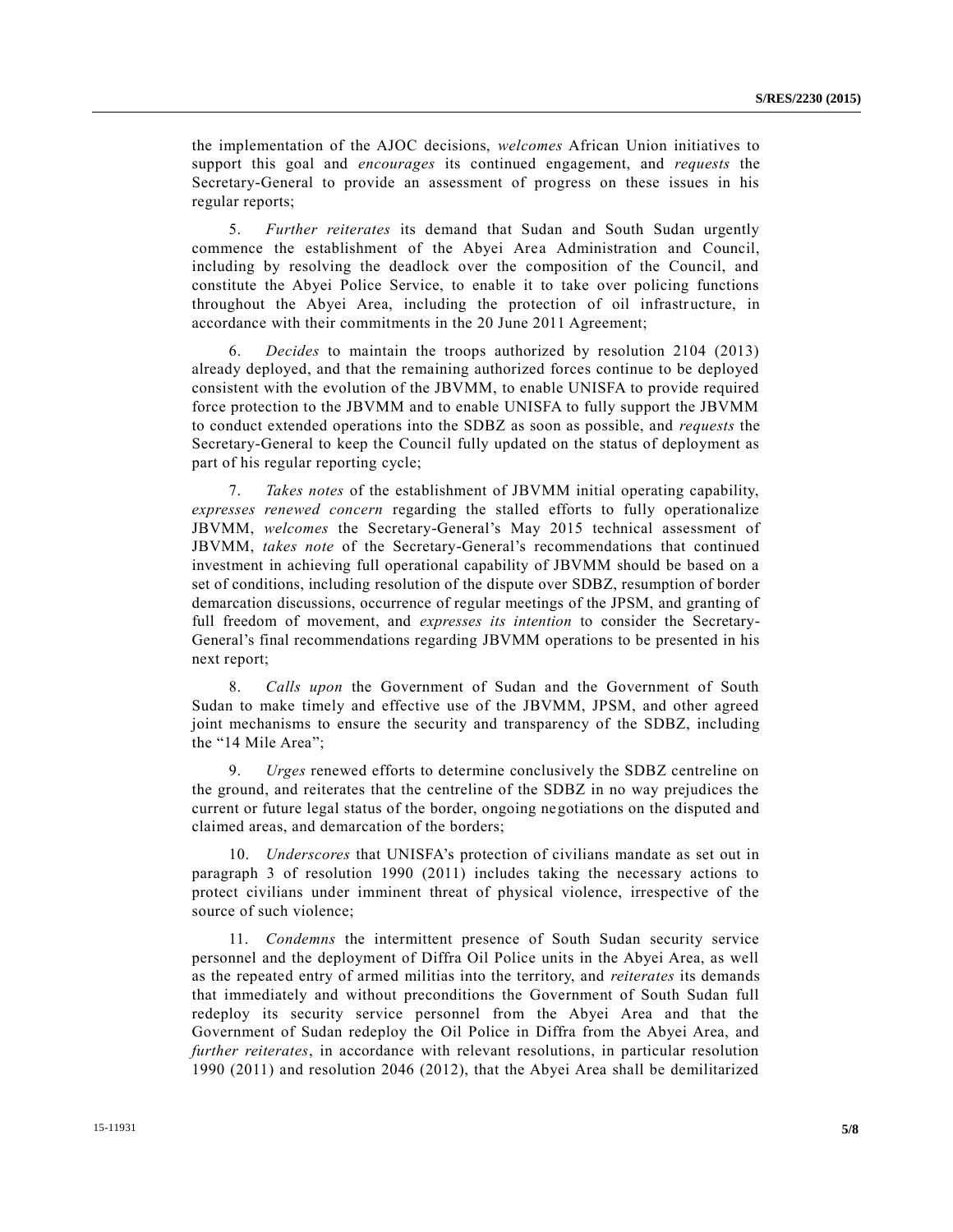the implementation of the AJOC decisions, *welcomes* African Union initiatives to support this goal and *encourages* its continued engagement, and *requests* the Secretary-General to provide an assessment of progress on these issues in his regular reports;

5. *Further reiterates* its demand that Sudan and South Sudan urgently commence the establishment of the Abyei Area Administration and Council, including by resolving the deadlock over the composition of the Council, and constitute the Abyei Police Service, to enable it to take over policing functions throughout the Abyei Area, including the protection of oil infrastructure, in accordance with their commitments in the 20 June 2011 Agreement;

6. *Decides* to maintain the troops authorized by resolution 2104 (2013) already deployed, and that the remaining authorized forces continue to be deployed consistent with the evolution of the JBVMM, to enable UNISFA to provide required force protection to the JBVMM and to enable UNISFA to fully support the JBVMM to conduct extended operations into the SDBZ as soon as possible, and *requests* the Secretary-General to keep the Council fully updated on the status of deployment as part of his regular reporting cycle;

7. *Takes notes* of the establishment of JBVMM initial operating capability, *expresses renewed concern* regarding the stalled efforts to fully operationalize JBVMM, *welcomes* the Secretary-General's May 2015 technical assessment of JBVMM, *takes note* of the Secretary-General's recommendations that continued investment in achieving full operational capability of JBVMM should be based on a set of conditions, including resolution of the dispute over SDBZ, resumption of border demarcation discussions, occurrence of regular meetings of the JPSM, and granting of full freedom of movement, and *expresses its intention* to consider the Secretary-General's final recommendations regarding JBVMM operations to be presented in his next report;

8. *Calls upon* the Government of Sudan and the Government of South Sudan to make timely and effective use of the JBVMM, JPSM, and other agreed joint mechanisms to ensure the security and transparency of the SDBZ, including the "14 Mile Area";

9. *Urges* renewed efforts to determine conclusively the SDBZ centreline on the ground, and reiterates that the centreline of the SDBZ in no way prejudices the current or future legal status of the border, ongoing negotiations on the disputed and claimed areas, and demarcation of the borders;

10. *Underscores* that UNISFA's protection of civilians mandate as set out in paragraph 3 of resolution 1990 (2011) includes taking the necessary actions to protect civilians under imminent threat of physical violence, irrespective of the source of such violence;

11. *Condemns* the intermittent presence of South Sudan security service personnel and the deployment of Diffra Oil Police units in the Abyei Area, as well as the repeated entry of armed militias into the territory, and *reiterates* its demands that immediately and without preconditions the Government of South Sudan full redeploy its security service personnel from the Abyei Area and that the Government of Sudan redeploy the Oil Police in Diffra from the Abyei Area, and *further reiterates*, in accordance with relevant resolutions, in particular resolution 1990 (2011) and resolution 2046 (2012), that the Abyei Area shall be demilitarized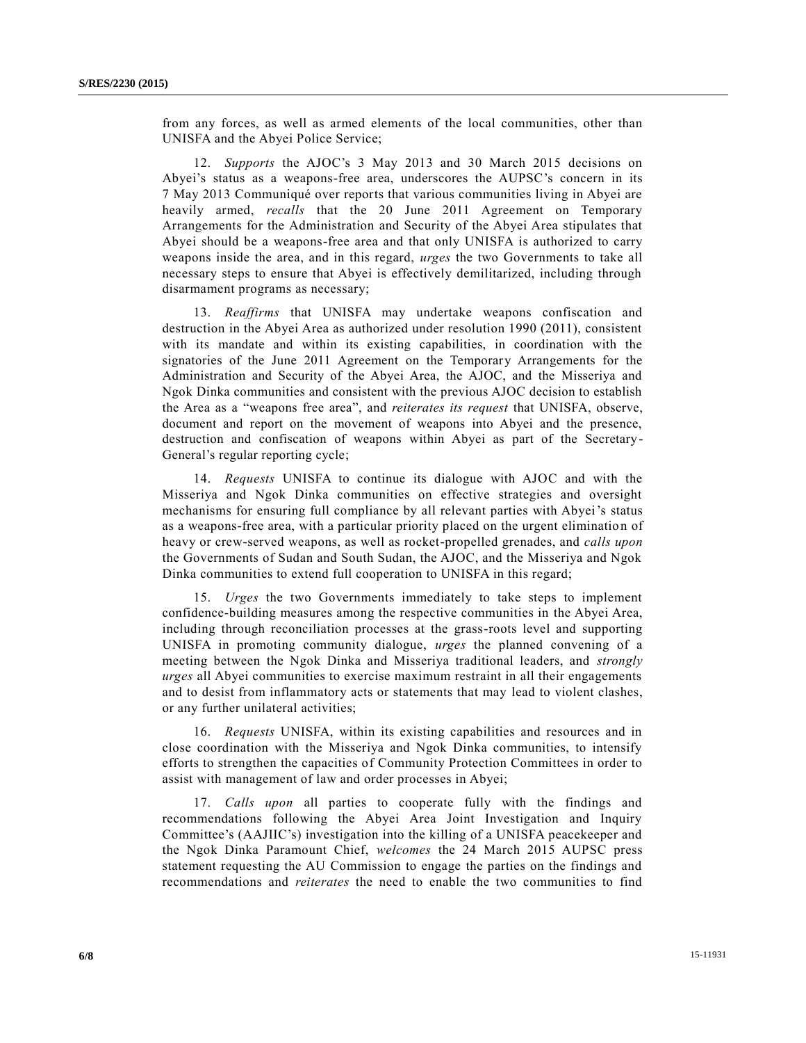from any forces, as well as armed elements of the local communities, other than UNISFA and the Abyei Police Service;

12. *Supports* the AJOC's 3 May 2013 and 30 March 2015 decisions on Abyei's status as a weapons-free area, underscores the AUPSC's concern in its 7 May 2013 Communiqué over reports that various communities living in Abyei are heavily armed, *recalls* that the 20 June 2011 Agreement on Temporary Arrangements for the Administration and Security of the Abyei Area stipulates that Abyei should be a weapons-free area and that only UNISFA is authorized to carry weapons inside the area, and in this regard, *urges* the two Governments to take all necessary steps to ensure that Abyei is effectively demilitarized, including through disarmament programs as necessary;

13. *Reaffirms* that UNISFA may undertake weapons confiscation and destruction in the Abyei Area as authorized under resolution 1990 (2011), consistent with its mandate and within its existing capabilities, in coordination with the signatories of the June 2011 Agreement on the Temporary Arrangements for the Administration and Security of the Abyei Area, the AJOC, and the Misseriya and Ngok Dinka communities and consistent with the previous AJOC decision to establish the Area as a "weapons free area", and *reiterates its request* that UNISFA, observe, document and report on the movement of weapons into Abyei and the presence, destruction and confiscation of weapons within Abyei as part of the Secretary-General's regular reporting cycle;

14. *Requests* UNISFA to continue its dialogue with AJOC and with the Misseriya and Ngok Dinka communities on effective strategies and oversight mechanisms for ensuring full compliance by all relevant parties with Abyei's status as a weapons-free area, with a particular priority placed on the urgent elimination of heavy or crew-served weapons, as well as rocket-propelled grenades, and *calls upon* the Governments of Sudan and South Sudan, the AJOC, and the Misseriya and Ngok Dinka communities to extend full cooperation to UNISFA in this regard;

15. *Urges* the two Governments immediately to take steps to implement confidence-building measures among the respective communities in the Abyei Area, including through reconciliation processes at the grass-roots level and supporting UNISFA in promoting community dialogue, *urges* the planned convening of a meeting between the Ngok Dinka and Misseriya traditional leaders, and *strongly urges* all Abyei communities to exercise maximum restraint in all their engagements and to desist from inflammatory acts or statements that may lead to violent clashes, or any further unilateral activities;

16. *Requests* UNISFA, within its existing capabilities and resources and in close coordination with the Misseriya and Ngok Dinka communities, to intensify efforts to strengthen the capacities of Community Protection Committees in order to assist with management of law and order processes in Abyei;

17. *Calls upon* all parties to cooperate fully with the findings and recommendations following the Abyei Area Joint Investigation and Inquiry Committee's (AAJIIC's) investigation into the killing of a UNISFA peacekeeper and the Ngok Dinka Paramount Chief, *welcomes* the 24 March 2015 AUPSC press statement requesting the AU Commission to engage the parties on the findings and recommendations and *reiterates* the need to enable the two communities to find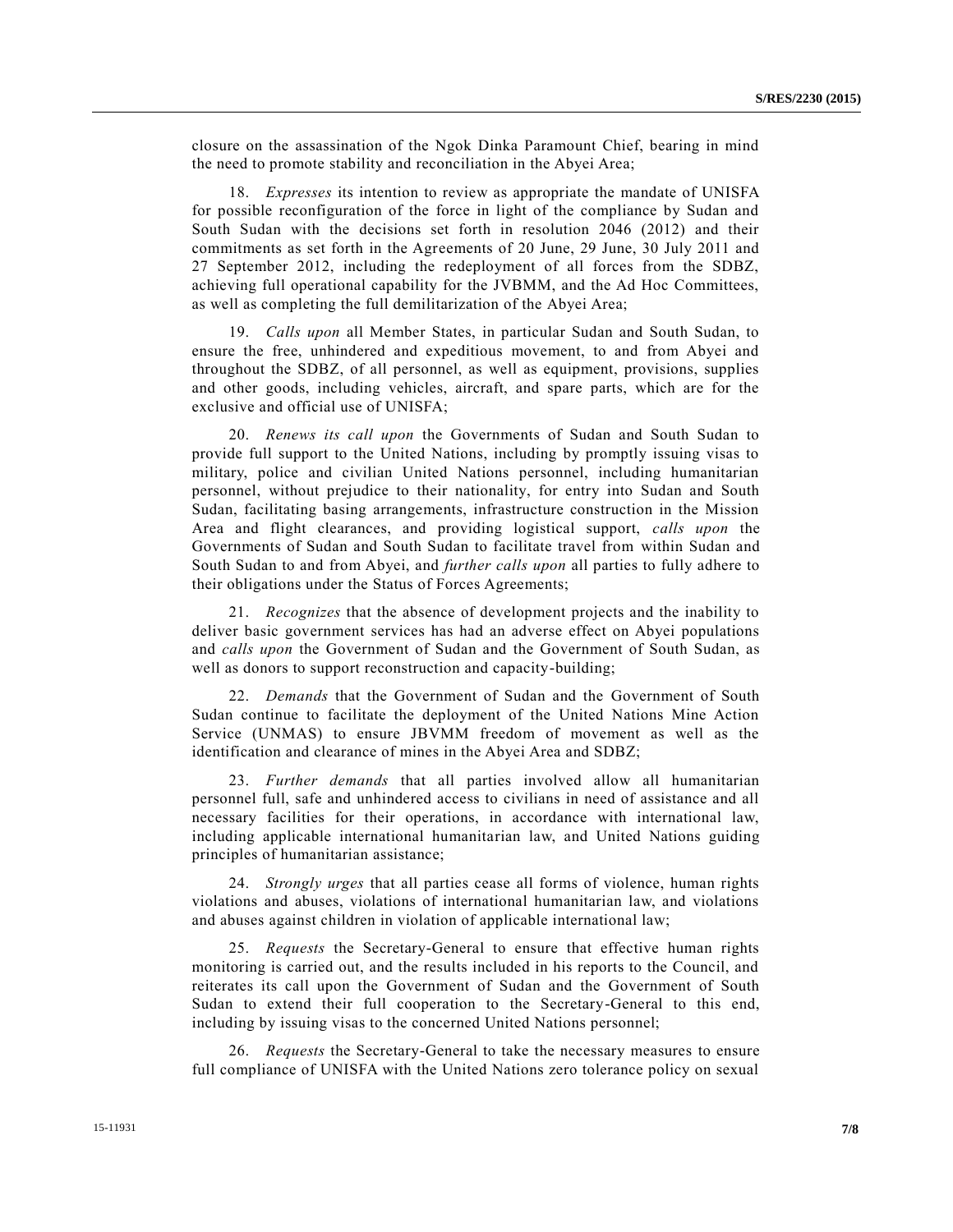closure on the assassination of the Ngok Dinka Paramount Chief, bearing in mind the need to promote stability and reconciliation in the Abyei Area;

18. *Expresses* its intention to review as appropriate the mandate of UNISFA for possible reconfiguration of the force in light of the compliance by Sudan and South Sudan with the decisions set forth in resolution 2046 (2012) and their commitments as set forth in the Agreements of 20 June, 29 June, 30 July 2011 and 27 September 2012, including the redeployment of all forces from the SDBZ, achieving full operational capability for the JVBMM, and the Ad Hoc Committees, as well as completing the full demilitarization of the Abyei Area;

19. *Calls upon* all Member States, in particular Sudan and South Sudan, to ensure the free, unhindered and expeditious movement, to and from Abyei and throughout the SDBZ, of all personnel, as well as equipment, provisions, supplies and other goods, including vehicles, aircraft, and spare parts, which are for the exclusive and official use of UNISFA;

20. *Renews its call upon* the Governments of Sudan and South Sudan to provide full support to the United Nations, including by promptly issuing visas to military, police and civilian United Nations personnel, including humanitarian personnel, without prejudice to their nationality, for entry into Sudan and South Sudan, facilitating basing arrangements, infrastructure construction in the Mission Area and flight clearances, and providing logistical support, *calls upon* the Governments of Sudan and South Sudan to facilitate travel from within Sudan and South Sudan to and from Abyei, and *further calls upon* all parties to fully adhere to their obligations under the Status of Forces Agreements;

21. *Recognizes* that the absence of development projects and the inability to deliver basic government services has had an adverse effect on Abyei populations and *calls upon* the Government of Sudan and the Government of South Sudan, as well as donors to support reconstruction and capacity-building;

22. *Demands* that the Government of Sudan and the Government of South Sudan continue to facilitate the deployment of the United Nations Mine Action Service (UNMAS) to ensure JBVMM freedom of movement as well as the identification and clearance of mines in the Abyei Area and SDBZ;

23. *Further demands* that all parties involved allow all humanitarian personnel full, safe and unhindered access to civilians in need of assistance and all necessary facilities for their operations, in accordance with international law, including applicable international humanitarian law, and United Nations guiding principles of humanitarian assistance;

24. *Strongly urges* that all parties cease all forms of violence, human rights violations and abuses, violations of international humanitarian law, and violations and abuses against children in violation of applicable international law;

25. *Requests* the Secretary-General to ensure that effective human rights monitoring is carried out, and the results included in his reports to the Council, and reiterates its call upon the Government of Sudan and the Government of South Sudan to extend their full cooperation to the Secretary-General to this end, including by issuing visas to the concerned United Nations personnel;

26. *Requests* the Secretary-General to take the necessary measures to ensure full compliance of UNISFA with the United Nations zero tolerance policy on sexual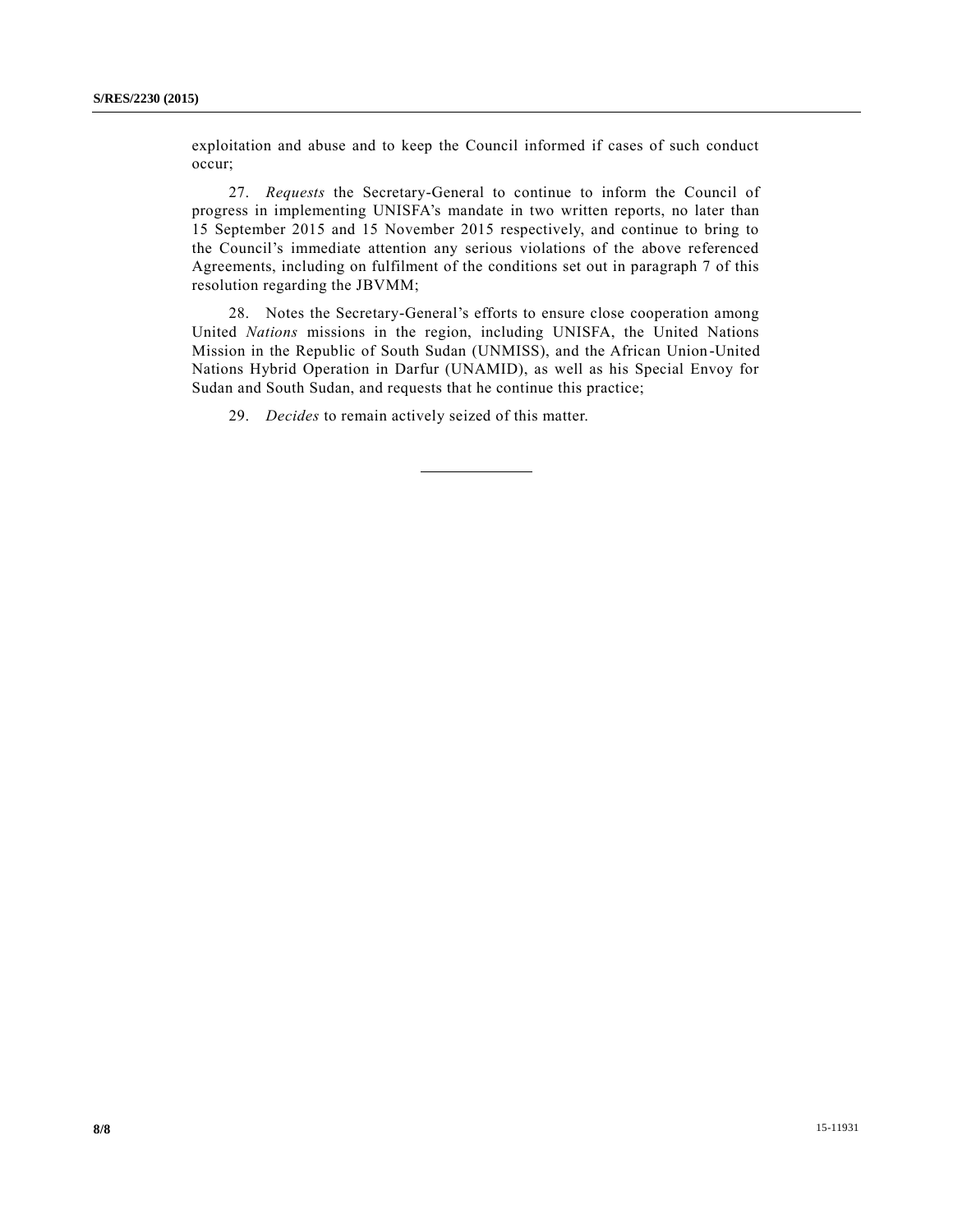exploitation and abuse and to keep the Council informed if cases of such conduct occur;

27. *Requests* the Secretary-General to continue to inform the Council of progress in implementing UNISFA's mandate in two written reports, no later than 15 September 2015 and 15 November 2015 respectively, and continue to bring to the Council's immediate attention any serious violations of the above referenced Agreements, including on fulfilment of the conditions set out in paragraph 7 of this resolution regarding the JBVMM;

28. Notes the Secretary-General's efforts to ensure close cooperation among United *Nations* missions in the region, including UNISFA, the United Nations Mission in the Republic of South Sudan (UNMISS), and the African Union-United Nations Hybrid Operation in Darfur (UNAMID), as well as his Special Envoy for Sudan and South Sudan, and requests that he continue this practice;

29. *Decides* to remain actively seized of this matter.